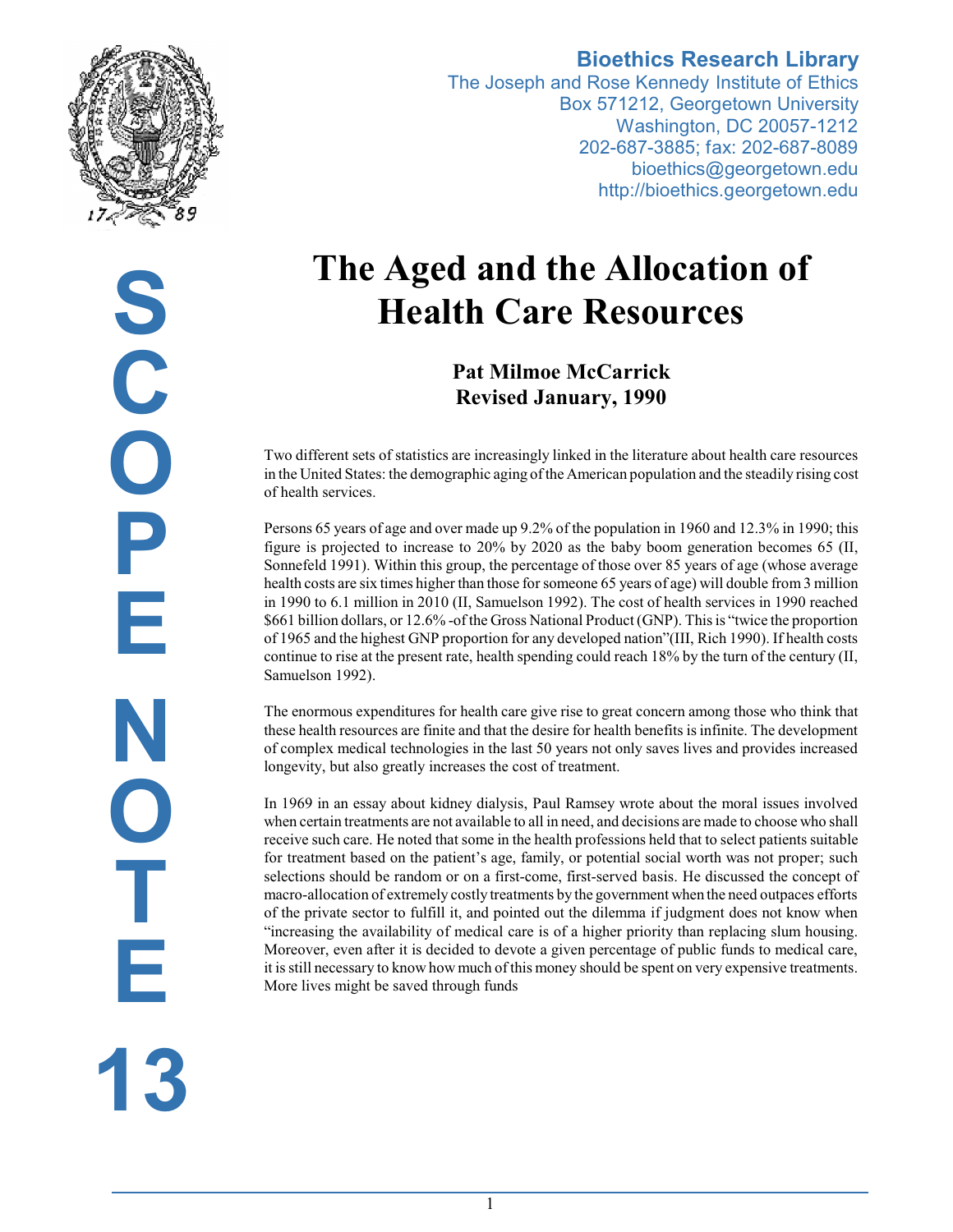**Bioethics Research Library**
The Joseph and Rose Kennedy Institute of Ethics
Box 571212, Georgetown University
Washington, DC 20057-1212
202-687-3885; fax: 202-687-8089
bioethics@georgetown.edu
http://bioethics.georgetown.edu

SCOPE NOTE 13

# The Aged and the Allocation of Health Care Resources

**Pat Milmoe McCarrick**
**Revised January, 1990**

Two different sets of statistics are increasingly linked in the literature about health care resources in the United States: the demographic aging of the American population and the steadily rising cost of health services.

Persons 65 years of age and over made up 9.2% of the population in 1960 and 12.3% in 1990; this figure is projected to increase to 20% by 2020 as the baby boom generation becomes 65 (II, Sonnefeld 1991). Within this group, the percentage of those over 85 years of age (whose average health costs are six times higher than those for someone 65 years of age) will double from 3 million in 1990 to 6.1 million in 2010 (II, Samuelson 1992). The cost of health services in 1990 reached $661 billion dollars, or 12.6% -of the Gross National Product (GNP). This is "twice the proportion of 1965 and the highest GNP proportion for any developed nation"(III, Rich 1990). If health costs continue to rise at the present rate, health spending could reach 18% by the turn of the century (II, Samuelson 1992).

The enormous expenditures for health care give rise to great concern among those who think that these health resources are finite and that the desire for health benefits is infinite. The development of complex medical technologies in the last 50 years not only saves lives and provides increased longevity, but also greatly increases the cost of treatment.

In 1969 in an essay about kidney dialysis, Paul Ramsey wrote about the moral issues involved when certain treatments are not available to all in need, and decisions are made to choose who shall receive such care. He noted that some in the health professions held that to select patients suitable for treatment based on the patient's age, family, or potential social worth was not proper; such selections should be random or on a first-come, first-served basis. He discussed the concept of macro-allocation of extremely costly treatments by the government when the need outpaces efforts of the private sector to fulfill it, and pointed out the dilemma if judgment does not know when "increasing the availability of medical care is of a higher priority than replacing slum housing. Moreover, even after it is decided to devote a given percentage of public funds to medical care, it is still necessary to know how much of this money should be spent on very expensive treatments. More lives might be saved through funds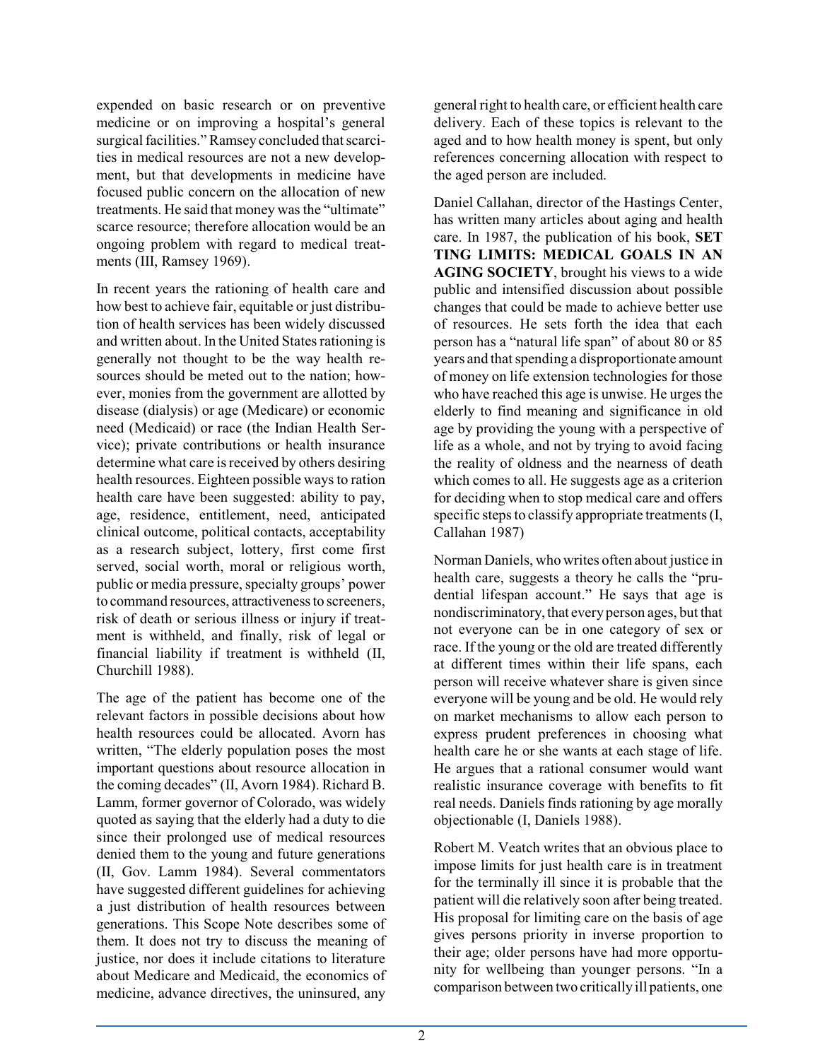expended on basic research or on preventive medicine or on improving a hospital's general surgical facilities." Ramsey concluded that scarcities in medical resources are not a new development, but that developments in medicine have focused public concern on the allocation of new treatments. He said that money was the "ultimate" scarce resource; therefore allocation would be an ongoing problem with regard to medical treatments (III, Ramsey 1969).

In recent years the rationing of health care and how best to achieve fair, equitable or just distribution of health services has been widely discussed and written about. In the United States rationing is generally not thought to be the way health resources should be meted out to the nation; however, monies from the government are allotted by disease (dialysis) or age (Medicare) or economic need (Medicaid) or race (the Indian Health Service); private contributions or health insurance determine what care is received by others desiring health resources. Eighteen possible ways to ration health care have been suggested: ability to pay, age, residence, entitlement, need, anticipated clinical outcome, political contacts, acceptability as a research subject, lottery, first come first served, social worth, moral or religious worth, public or media pressure, specialty groups' power to command resources, attractiveness to screeners, risk of death or serious illness or injury if treatment is withheld, and finally, risk of legal or financial liability if treatment is withheld (II, Churchill 1988).

The age of the patient has become one of the relevant factors in possible decisions about how health resources could be allocated. Avorn has written, "The elderly population poses the most important questions about resource allocation in the coming decades" (II, Avorn 1984). Richard B. Lamm, former governor of Colorado, was widely quoted as saying that the elderly had a duty to die since their prolonged use of medical resources denied them to the young and future generations (II, Gov. Lamm 1984). Several commentators have suggested different guidelines for achieving a just distribution of health resources between generations. This Scope Note describes some of them. It does not try to discuss the meaning of justice, nor does it include citations to literature about Medicare and Medicaid, the economics of medicine, advance directives, the uninsured, any general right to health care, or efficient health care delivery. Each of these topics is relevant to the aged and to how health money is spent, but only references concerning allocation with respect to the aged person are included.

Daniel Callahan, director of the Hastings Center, has written many articles about aging and health care. In 1987, the publication of his book, **SET TING LIMITS: MEDICAL GOALS IN AN AGING SOCIETY**, brought his views to a wide public and intensified discussion about possible changes that could be made to achieve better use of resources. He sets forth the idea that each person has a "natural life span" of about 80 or 85 years and that spending a disproportionate amount of money on life extension technologies for those who have reached this age is unwise. He urges the elderly to find meaning and significance in old age by providing the young with a perspective of life as a whole, and not by trying to avoid facing the reality of oldness and the nearness of death which comes to all. He suggests age as a criterion for deciding when to stop medical care and offers specific steps to classify appropriate treatments (I, Callahan 1987)

Norman Daniels, who writes often about justice in health care, suggests a theory he calls the "prudential lifespan account." He says that age is nondiscriminatory, that every person ages, but that not everyone can be in one category of sex or race. If the young or the old are treated differently at different times within their life spans, each person will receive whatever share is given since everyone will be young and be old. He would rely on market mechanisms to allow each person to express prudent preferences in choosing what health care he or she wants at each stage of life. He argues that a rational consumer would want realistic insurance coverage with benefits to fit real needs. Daniels finds rationing by age morally objectionable (I, Daniels 1988).

Robert M. Veatch writes that an obvious place to impose limits for just health care is in treatment for the terminally ill since it is probable that the patient will die relatively soon after being treated. His proposal for limiting care on the basis of age gives persons priority in inverse proportion to their age; older persons have had more opportunity for wellbeing than younger persons. "In a comparison between two critically ill patients, one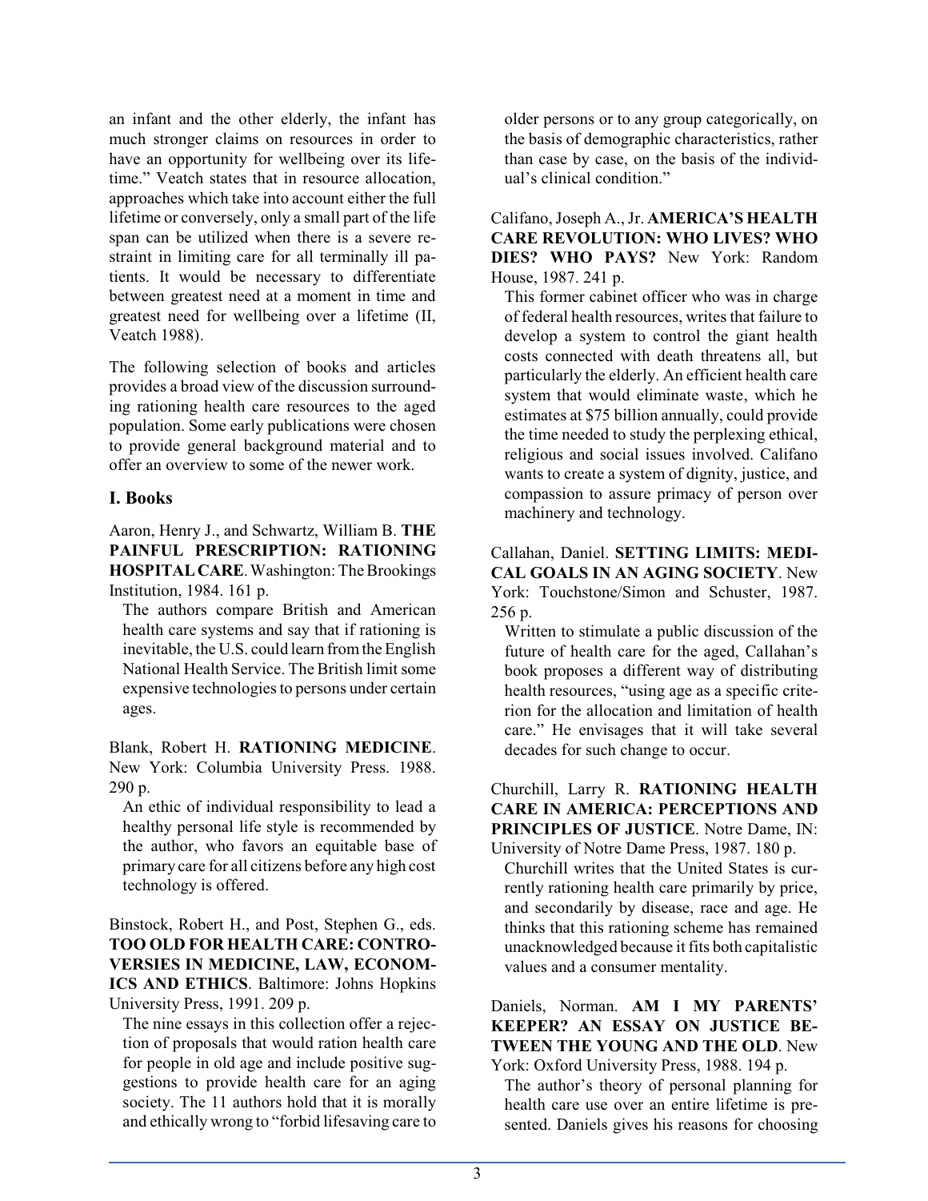an infant and the other elderly, the infant has much stronger claims on resources in order to have an opportunity for wellbeing over its lifetime." Veatch states that in resource allocation, approaches which take into account either the full lifetime or conversely, only a small part of the life span can be utilized when there is a severe restraint in limiting care for all terminally ill patients. It would be necessary to differentiate between greatest need at a moment in time and greatest need for wellbeing over a lifetime (II, Veatch 1988).

The following selection of books and articles provides a broad view of the discussion surrounding rationing health care resources to the aged population. Some early publications were chosen to provide general background material and to offer an overview to some of the newer work.

## I. Books

Aaron, Henry J., and Schwartz, William B. **THE PAINFUL PRESCRIPTION: RATIONING HOSPITAL CARE**. Washington: The Brookings Institution, 1984. 161 p.

The authors compare British and American health care systems and say that if rationing is inevitable, the U.S. could learn from the English National Health Service. The British limit some expensive technologies to persons under certain ages.

Blank, Robert H. **RATIONING MEDICINE**. New York: Columbia University Press. 1988. 290 p.

An ethic of individual responsibility to lead a healthy personal life style is recommended by the author, who favors an equitable base of primary care for all citizens before any high cost technology is offered.

Binstock, Robert H., and Post, Stephen G., eds. **TOO OLD FOR HEALTH CARE: CONTROVERSIES IN MEDICINE, LAW, ECONOMICS AND ETHICS**. Baltimore: Johns Hopkins University Press, 1991. 209 p.

The nine essays in this collection offer a rejection of proposals that would ration health care for people in old age and include positive suggestions to provide health care for an aging society. The 11 authors hold that it is morally and ethically wrong to "forbid lifesaving care to older persons or to any group categorically, on the basis of demographic characteristics, rather than case by case, on the basis of the individual's clinical condition."

Califano, Joseph A., Jr. **AMERICA'S HEALTH CARE REVOLUTION: WHO LIVES? WHO DIES? WHO PAYS?** New York: Random House, 1987. 241 p.

This former cabinet officer who was in charge of federal health resources, writes that failure to develop a system to control the giant health costs connected with death threatens all, but particularly the elderly. An efficient health care system that would eliminate waste, which he estimates at $75 billion annually, could provide the time needed to study the perplexing ethical, religious and social issues involved. Califano wants to create a system of dignity, justice, and compassion to assure primacy of person over machinery and technology.

Callahan, Daniel. **SETTING LIMITS: MEDICAL GOALS IN AN AGING SOCIETY**. New York: Touchstone/Simon and Schuster, 1987. 256 p.

Written to stimulate a public discussion of the future of health care for the aged, Callahan's book proposes a different way of distributing health resources, "using age as a specific criterion for the allocation and limitation of health care." He envisages that it will take several decades for such change to occur.

Churchill, Larry R. **RATIONING HEALTH CARE IN AMERICA: PERCEPTIONS AND PRINCIPLES OF JUSTICE**. Notre Dame, IN: University of Notre Dame Press, 1987. 180 p.

Churchill writes that the United States is currently rationing health care primarily by price, and secondarily by disease, race and age. He thinks that this rationing scheme has remained unacknowledged because it fits both capitalistic values and a consumer mentality.

Daniels, Norman. **AM I MY PARENTS' KEEPER? AN ESSAY ON JUSTICE BETWEEN THE YOUNG AND THE OLD**. New York: Oxford University Press, 1988. 194 p.

The author's theory of personal planning for health care use over an entire lifetime is presented. Daniels gives his reasons for choosing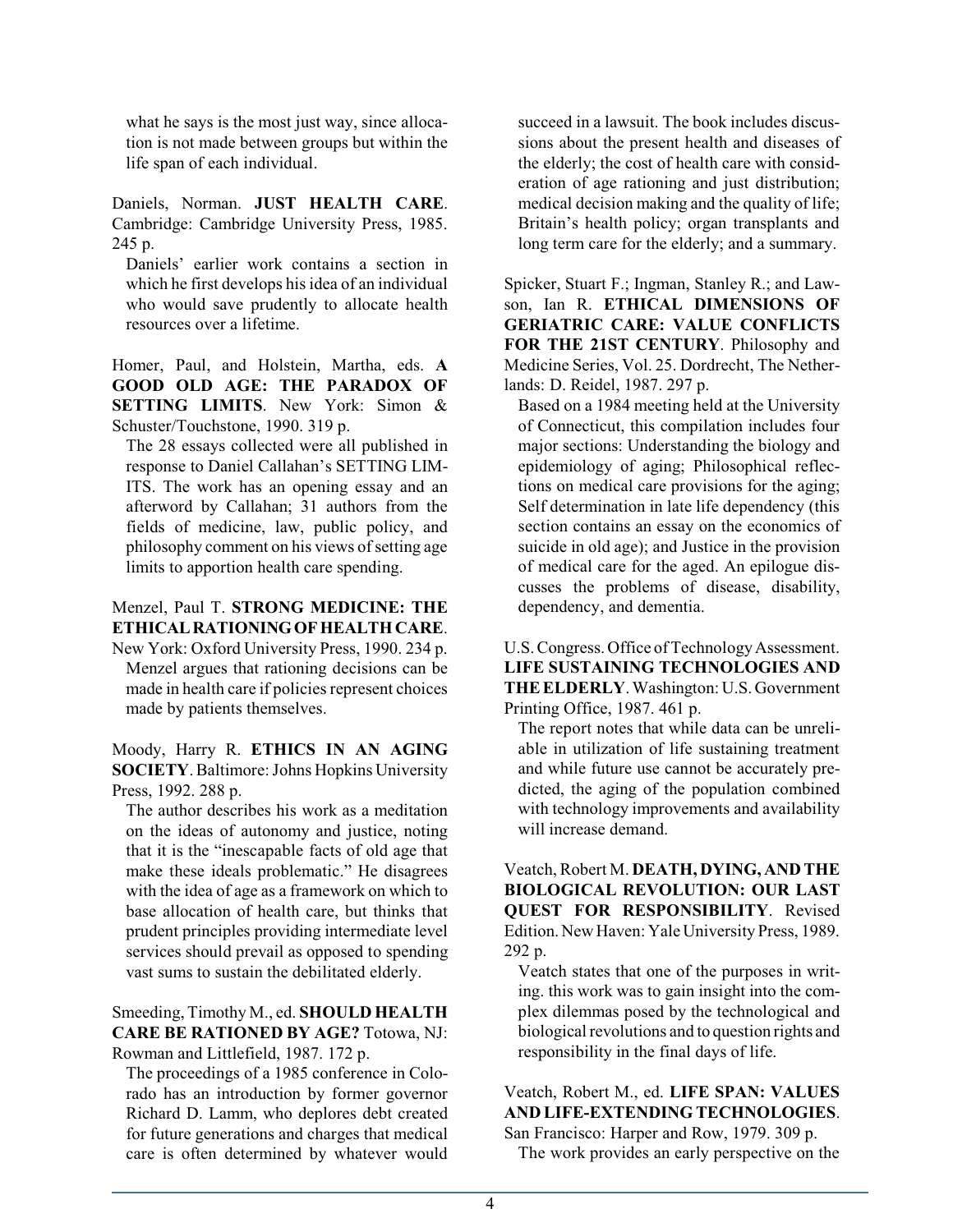what he says is the most just way, since allocation is not made between groups but within the life span of each individual.

Daniels, Norman. **JUST HEALTH CARE**. Cambridge: Cambridge University Press, 1985. 245 p.

Daniels' earlier work contains a section in which he first develops his idea of an individual who would save prudently to allocate health resources over a lifetime.

Homer, Paul, and Holstein, Martha, eds. **A GOOD OLD AGE: THE PARADOX OF SETTING LIMITS**. New York: Simon & Schuster/Touchstone, 1990. 319 p.

The 28 essays collected were all published in response to Daniel Callahan's SETTING LIMITS. The work has an opening essay and an afterword by Callahan; 31 authors from the fields of medicine, law, public policy, and philosophy comment on his views of setting age limits to apportion health care spending.

Menzel, Paul T. **STRONG MEDICINE: THE ETHICAL RATIONING OF HEALTH CARE**. New York: Oxford University Press, 1990. 234 p.

Menzel argues that rationing decisions can be made in health care if policies represent choices made by patients themselves.

Moody, Harry R. **ETHICS IN AN AGING SOCIETY**. Baltimore: Johns Hopkins University Press, 1992. 288 p.

The author describes his work as a meditation on the ideas of autonomy and justice, noting that it is the "inescapable facts of old age that make these ideals problematic." He disagrees with the idea of age as a framework on which to base allocation of health care, but thinks that prudent principles providing intermediate level services should prevail as opposed to spending vast sums to sustain the debilitated elderly.

Smeeding, Timothy M., ed. **SHOULD HEALTH CARE BE RATIONED BY AGE?** Totowa, NJ: Rowman and Littlefield, 1987. 172 p.

The proceedings of a 1985 conference in Colorado has an introduction by former governor Richard D. Lamm, who deplores debt created for future generations and charges that medical care is often determined by whatever would succeed in a lawsuit. The book includes discussions about the present health and diseases of the elderly; the cost of health care with consideration of age rationing and just distribution; medical decision making and the quality of life; Britain's health policy; organ transplants and long term care for the elderly; and a summary.

Spicker, Stuart F.; Ingman, Stanley R.; and Lawson, Ian R. **ETHICAL DIMENSIONS OF GERIATRIC CARE: VALUE CONFLICTS FOR THE 21ST CENTURY**. Philosophy and Medicine Series, Vol. 25. Dordrecht, The Netherlands: D. Reidel, 1987. 297 p.

Based on a 1984 meeting held at the University of Connecticut, this compilation includes four major sections: Understanding the biology and epidemiology of aging; Philosophical reflections on medical care provisions for the aging; Self determination in late life dependency (this section contains an essay on the economics of suicide in old age); and Justice in the provision of medical care for the aged. An epilogue discusses the problems of disease, disability, dependency, and dementia.

U.S. Congress. Office of Technology Assessment. **LIFE SUSTAINING TECHNOLOGIES AND THE ELDERLY**. Washington: U.S. Government Printing Office, 1987. 461 p.

The report notes that while data can be unreliable in utilization of life sustaining treatment and while future use cannot be accurately predicted, the aging of the population combined with technology improvements and availability will increase demand.

Veatch, Robert M. **DEATH, DYING, AND THE BIOLOGICAL REVOLUTION: OUR LAST QUEST FOR RESPONSIBILITY**. Revised Edition. New Haven: Yale University Press, 1989. 292 p.

Veatch states that one of the purposes in writing. this work was to gain insight into the complex dilemmas posed by the technological and biological revolutions and to question rights and responsibility in the final days of life.

Veatch, Robert M., ed. **LIFE SPAN: VALUES AND LIFE-EXTENDING TECHNOLOGIES**. San Francisco: Harper and Row, 1979. 309 p.

The work provides an early perspective on the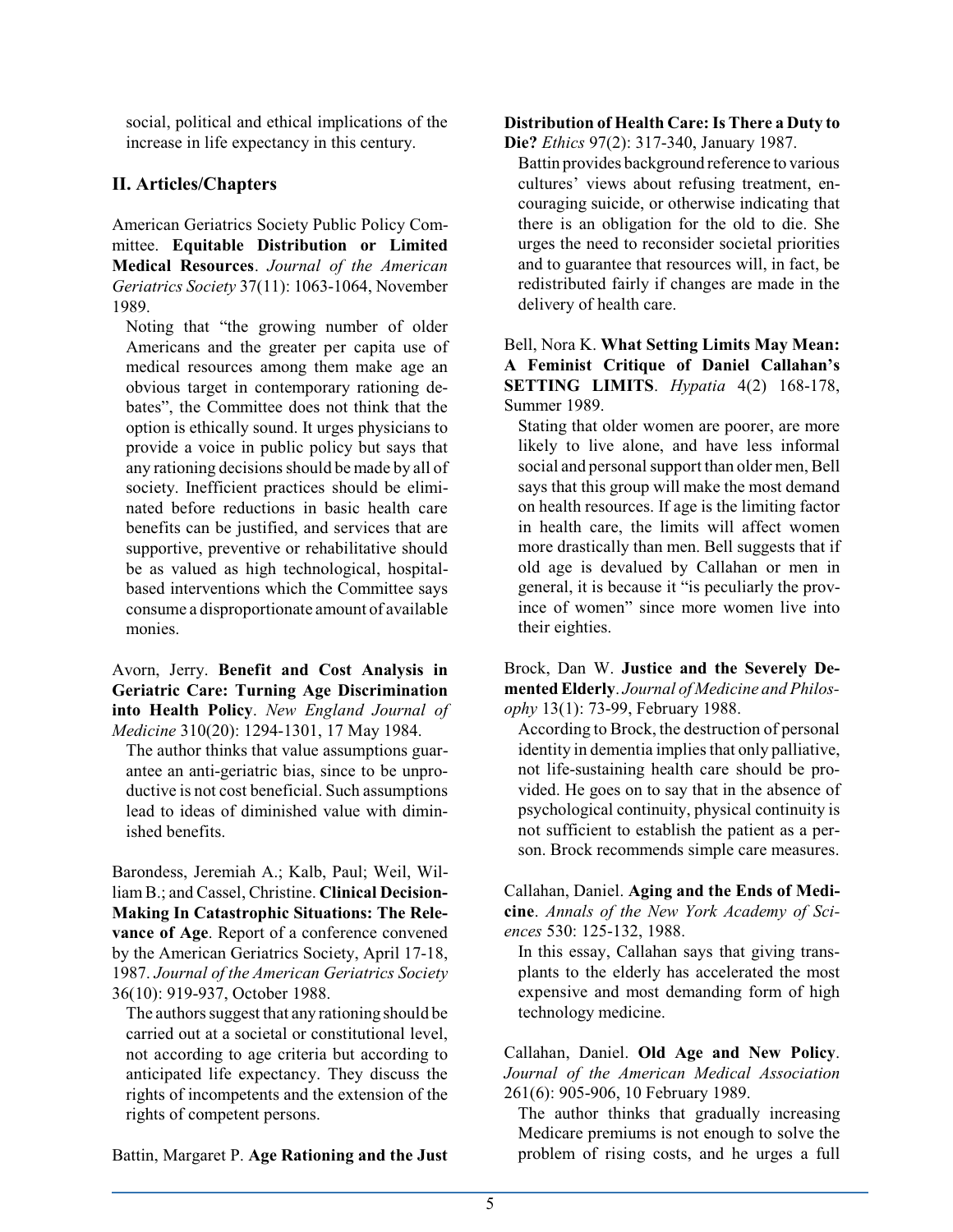social, political and ethical implications of the increase in life expectancy in this century.

## II. Articles/Chapters

American Geriatrics Society Public Policy Committee. **Equitable Distribution or Limited Medical Resources**. *Journal of the American Geriatrics Society* 37(11): 1063-1064, November 1989.

Noting that "the growing number of older Americans and the greater per capita use of medical resources among them make age an obvious target in contemporary rationing debates", the Committee does not think that the option is ethically sound. It urges physicians to provide a voice in public policy but says that any rationing decisions should be made by all of society. Inefficient practices should be eliminated before reductions in basic health care benefits can be justified, and services that are supportive, preventive or rehabilitative should be as valued as high technological, hospital-based interventions which the Committee says consume a disproportionate amount of available monies.

Avorn, Jerry. **Benefit and Cost Analysis in Geriatric Care: Turning Age Discrimination into Health Policy**. *New England Journal of Medicine* 310(20): 1294-1301, 17 May 1984.

The author thinks that value assumptions guarantee an anti-geriatric bias, since to be unproductive is not cost beneficial. Such assumptions lead to ideas of diminished value with diminished benefits.

Barondess, Jeremiah A.; Kalb, Paul; Weil, William B.; and Cassel, Christine. **Clinical Decision-Making In Catastrophic Situations: The Relevance of Age**. Report of a conference convened by the American Geriatrics Society, April 17-18, 1987. *Journal of the American Geriatrics Society* 36(10): 919-937, October 1988.

The authors suggest that any rationing should be carried out at a societal or constitutional level, not according to age criteria but according to anticipated life expectancy. They discuss the rights of incompetents and the extension of the rights of competent persons.

Battin, Margaret P. **Age Rationing and the Just Distribution of Health Care: Is There a Duty to Die?** *Ethics* 97(2): 317-340, January 1987.

Battin provides background reference to various cultures' views about refusing treatment, encouraging suicide, or otherwise indicating that there is an obligation for the old to die. She urges the need to reconsider societal priorities and to guarantee that resources will, in fact, be redistributed fairly if changes are made in the delivery of health care.

Bell, Nora K. **What Setting Limits May Mean: A Feminist Critique of Daniel Callahan's SETTING LIMITS**. *Hypatia* 4(2) 168-178, Summer 1989.

Stating that older women are poorer, are more likely to live alone, and have less informal social and personal support than older men, Bell says that this group will make the most demand on health resources. If age is the limiting factor in health care, the limits will affect women more drastically than men. Bell suggests that if old age is devalued by Callahan or men in general, it is because it "is peculiarly the province of women" since more women live into their eighties.

Brock, Dan W. **Justice and the Severely Demented Elderly**. *Journal of Medicine and Philosophy* 13(1): 73-99, February 1988.

According to Brock, the destruction of personal identity in dementia implies that only palliative, not life-sustaining health care should be provided. He goes on to say that in the absence of psychological continuity, physical continuity is not sufficient to establish the patient as a person. Brock recommends simple care measures.

Callahan, Daniel. **Aging and the Ends of Medicine**. *Annals of the New York Academy of Sciences* 530: 125-132, 1988.

In this essay, Callahan says that giving transplants to the elderly has accelerated the most expensive and most demanding form of high technology medicine.

Callahan, Daniel. **Old Age and New Policy**. *Journal of the American Medical Association* 261(6): 905-906, 10 February 1989.

The author thinks that gradually increasing Medicare premiums is not enough to solve the problem of rising costs, and he urges a full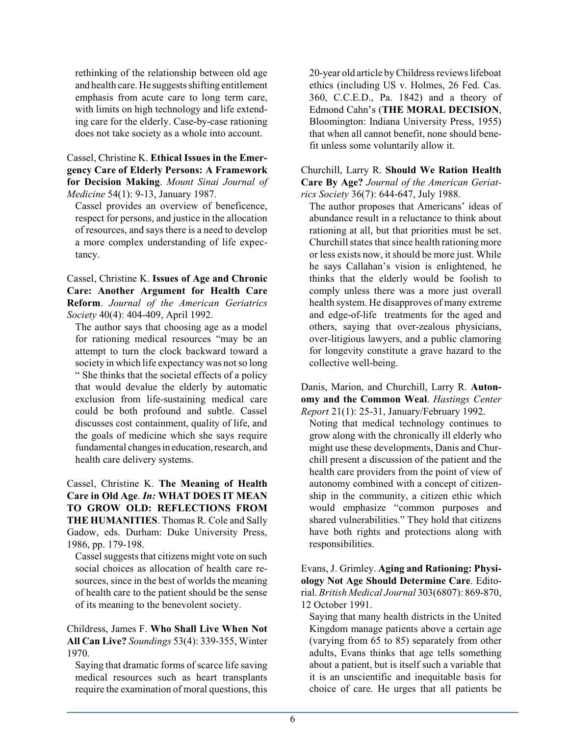rethinking of the relationship between old age and health care. He suggests shifting entitlement emphasis from acute care to long term care, with limits on high technology and life extending care for the elderly. Case-by-case rationing does not take society as a whole into account.

Cassel, Christine K. **Ethical Issues in the Emergency Care of Elderly Persons: A Framework for Decision Making**. *Mount Sinai Journal of Medicine* 54(1): 9-13, January 1987.

Cassel provides an overview of beneficence, respect for persons, and justice in the allocation of resources, and says there is a need to develop a more complex understanding of life expectancy.

Cassel, Christine K. **Issues of Age and Chronic Care: Another Argument for Health Care Reform**. *Journal of the American Geriatrics Society* 40(4): 404-409, April 1992.

The author says that choosing age as a model for rationing medical resources "may be an attempt to turn the clock backward toward a society in which life expectancy was not so long " She thinks that the societal effects of a policy that would devalue the elderly by automatic exclusion from life-sustaining medical care could be both profound and subtle. Cassel discusses cost containment, quality of life, and the goals of medicine which she says require fundamental changes in education, research, and health care delivery systems.

Cassel, Christine K. **The Meaning of Health Care in Old Age**. ***In:* WHAT DOES IT MEAN TO GROW OLD: REFLECTIONS FROM THE HUMANITIES**. Thomas R. Cole and Sally Gadow, eds. Durham: Duke University Press, 1986, pp. 179-198.

Cassel suggests that citizens might vote on such social choices as allocation of health care resources, since in the best of worlds the meaning of health care to the patient should be the sense of its meaning to the benevolent society.

Childress, James F. **Who Shall Live When Not All Can Live?** *Soundings* 53(4): 339-355, Winter 1970.

Saying that dramatic forms of scarce life saving medical resources such as heart transplants require the examination of moral questions, this 20-year old article by Childress reviews lifeboat ethics (including US v. Holmes, 26 Fed. Cas. 360, C.C.E.D., Pa. 1842) and a theory of Edmond Cahn's (**THE MORAL DECISION**, Bloomington: Indiana University Press, 1955) that when all cannot benefit, none should benefit unless some voluntarily allow it.

Churchill, Larry R. **Should We Ration Health Care By Age?** *Journal of the American Geriatrics Society* 36(7): 644-647, July 1988.

The author proposes that Americans' ideas of abundance result in a reluctance to think about rationing at all, but that priorities must be set. Churchill states that since health rationing more or less exists now, it should be more just. While he says Callahan's vision is enlightened, he thinks that the elderly would be foolish to comply unless there was a more just overall health system. He disapproves of many extreme and edge-of-life treatments for the aged and others, saying that over-zealous physicians, over-litigious lawyers, and a public clamoring for longevity constitute a grave hazard to the collective well-being.

Danis, Marion, and Churchill, Larry R. **Autonomy and the Common Weal**. *Hastings Center Report* 21(1): 25-31, January/February 1992.

Noting that medical technology continues to grow along with the chronically ill elderly who might use these developments, Danis and Churchill present a discussion of the patient and the health care providers from the point of view of autonomy combined with a concept of citizenship in the community, a citizen ethic which would emphasize "common purposes and shared vulnerabilities." They hold that citizens have both rights and protections along with responsibilities.

Evans, J. Grimley. **Aging and Rationing: Physiology Not Age Should Determine Care**. Editorial. *British Medical Journal* 303(6807): 869-870, 12 October 1991.

Saying that many health districts in the United Kingdom manage patients above a certain age (varying from 65 to 85) separately from other adults, Evans thinks that age tells something about a patient, but is itself such a variable that it is an unscientific and inequitable basis for choice of care. He urges that all patients be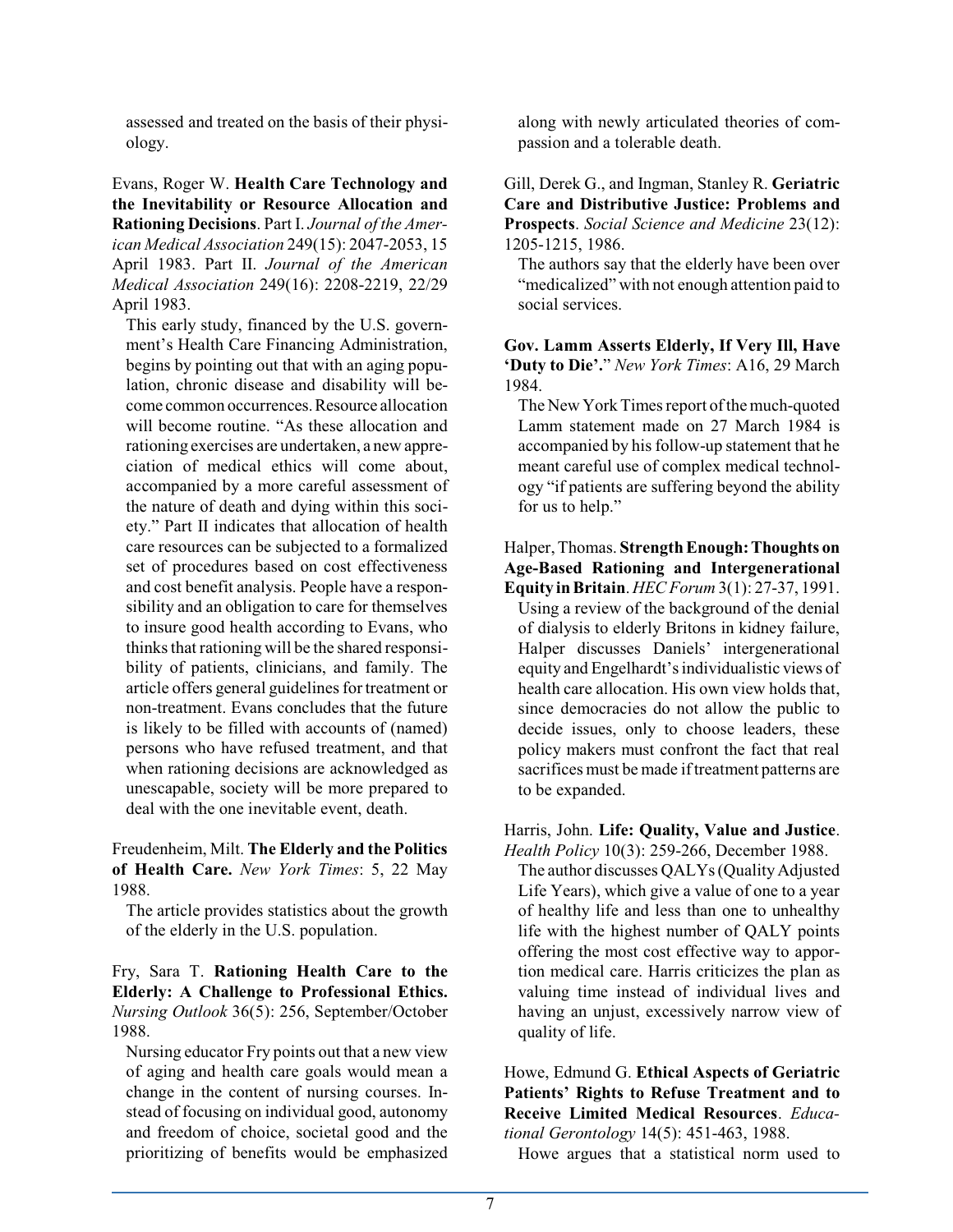assessed and treated on the basis of their physiology.

Evans, Roger W. **Health Care Technology and the Inevitability or Resource Allocation and Rationing Decisions**. Part I. *Journal of the American Medical Association* 249(15): 2047-2053, 15 April 1983. Part II. *Journal of the American Medical Association* 249(16): 2208-2219, 22/29 April 1983.

This early study, financed by the U.S. government's Health Care Financing Administration, begins by pointing out that with an aging population, chronic disease and disability will become common occurrences. Resource allocation will become routine. "As these allocation and rationing exercises are undertaken, a new appreciation of medical ethics will come about, accompanied by a more careful assessment of the nature of death and dying within this society." Part II indicates that allocation of health care resources can be subjected to a formalized set of procedures based on cost effectiveness and cost benefit analysis. People have a responsibility and an obligation to care for themselves to insure good health according to Evans, who thinks that rationing will be the shared responsibility of patients, clinicians, and family. The article offers general guidelines for treatment or non-treatment. Evans concludes that the future is likely to be filled with accounts of (named) persons who have refused treatment, and that when rationing decisions are acknowledged as unescapable, society will be more prepared to deal with the one inevitable event, death.

Freudenheim, Milt. **The Elderly and the Politics of Health Care.** *New York Times*: 5, 22 May 1988.

The article provides statistics about the growth of the elderly in the U.S. population.

Fry, Sara T. **Rationing Health Care to the Elderly: A Challenge to Professional Ethics.** *Nursing Outlook* 36(5): 256, September/October 1988.

Nursing educator Fry points out that a new view of aging and health care goals would mean a change in the content of nursing courses. Instead of focusing on individual good, autonomy and freedom of choice, societal good and the prioritizing of benefits would be emphasized along with newly articulated theories of compassion and a tolerable death.

Gill, Derek G., and Ingman, Stanley R. **Geriatric Care and Distributive Justice: Problems and Prospects**. *Social Science and Medicine* 23(12): 1205-1215, 1986.

The authors say that the elderly have been over "medicalized" with not enough attention paid to social services.

**Gov. Lamm Asserts Elderly, If Very Ill, Have 'Duty to Die'.**" *New York Times*: A16, 29 March 1984.

The New York Times report of the much-quoted Lamm statement made on 27 March 1984 is accompanied by his follow-up statement that he meant careful use of complex medical technology "if patients are suffering beyond the ability for us to help."

Halper, Thomas. **Strength Enough: Thoughts on Age-Based Rationing and Intergenerational Equity in Britain**. *HEC Forum* 3(1): 27-37, 1991.

Using a review of the background of the denial of dialysis to elderly Britons in kidney failure, Halper discusses Daniels' intergenerational equity and Engelhardt's individualistic views of health care allocation. His own view holds that, since democracies do not allow the public to decide issues, only to choose leaders, these policy makers must confront the fact that real sacrifices must be made if treatment patterns are to be expanded.

Harris, John. **Life: Quality, Value and Justice**. *Health Policy* 10(3): 259-266, December 1988.

The author discusses QALYs (Quality Adjusted Life Years), which give a value of one to a year of healthy life and less than one to unhealthy life with the highest number of QALY points offering the most cost effective way to apportion medical care. Harris criticizes the plan as valuing time instead of individual lives and having an unjust, excessively narrow view of quality of life.

Howe, Edmund G. **Ethical Aspects of Geriatric Patients' Rights to Refuse Treatment and to Receive Limited Medical Resources**. *Educational Gerontology* 14(5): 451-463, 1988.

Howe argues that a statistical norm used to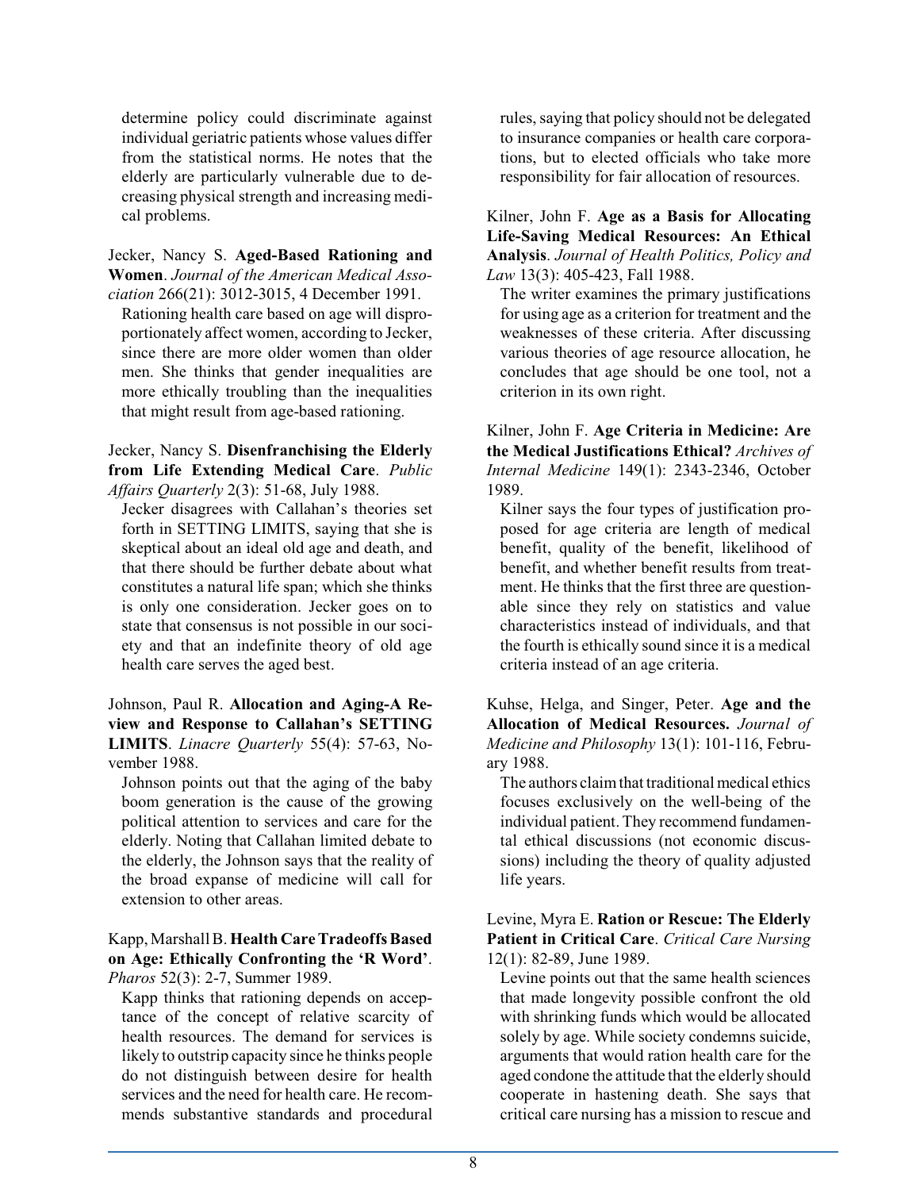determine policy could discriminate against individual geriatric patients whose values differ from the statistical norms. He notes that the elderly are particularly vulnerable due to decreasing physical strength and increasing medical problems.

Jecker, Nancy S. **Aged-Based Rationing and Women**. *Journal of the American Medical Association* 266(21): 3012-3015, 4 December 1991.

Rationing health care based on age will disproportionately affect women, according to Jecker, since there are more older women than older men. She thinks that gender inequalities are more ethically troubling than the inequalities that might result from age-based rationing.

Jecker, Nancy S. **Disenfranchising the Elderly from Life Extending Medical Care**. *Public Affairs Quarterly* 2(3): 51-68, July 1988.

Jecker disagrees with Callahan's theories set forth in SETTING LIMITS, saying that she is skeptical about an ideal old age and death, and that there should be further debate about what constitutes a natural life span; which she thinks is only one consideration. Jecker goes on to state that consensus is not possible in our society and that an indefinite theory of old age health care serves the aged best.

Johnson, Paul R. **Allocation and Aging-A Review and Response to Callahan's SETTING LIMITS**. *Linacre Quarterly* 55(4): 57-63, November 1988.

Johnson points out that the aging of the baby boom generation is the cause of the growing political attention to services and care for the elderly. Noting that Callahan limited debate to the elderly, the Johnson says that the reality of the broad expanse of medicine will call for extension to other areas.

Kapp, Marshall B. **Health Care Tradeoffs Based on Age: Ethically Confronting the 'R Word'**. *Pharos* 52(3): 2-7, Summer 1989.

Kapp thinks that rationing depends on acceptance of the concept of relative scarcity of health resources. The demand for services is likely to outstrip capacity since he thinks people do not distinguish between desire for health services and the need for health care. He recommends substantive standards and procedural rules, saying that policy should not be delegated to insurance companies or health care corporations, but to elected officials who take more responsibility for fair allocation of resources.

Kilner, John F. **Age as a Basis for Allocating Life-Saving Medical Resources: An Ethical Analysis**. *Journal of Health Politics, Policy and Law* 13(3): 405-423, Fall 1988.

The writer examines the primary justifications for using age as a criterion for treatment and the weaknesses of these criteria. After discussing various theories of age resource allocation, he concludes that age should be one tool, not a criterion in its own right.

Kilner, John F. **Age Criteria in Medicine: Are the Medical Justifications Ethical?** *Archives of Internal Medicine* 149(1): 2343-2346, October 1989.

Kilner says the four types of justification proposed for age criteria are length of medical benefit, quality of the benefit, likelihood of benefit, and whether benefit results from treatment. He thinks that the first three are questionable since they rely on statistics and value characteristics instead of individuals, and that the fourth is ethically sound since it is a medical criteria instead of an age criteria.

Kuhse, Helga, and Singer, Peter. **Age and the Allocation of Medical Resources.** *Journal of Medicine and Philosophy* 13(1): 101-116, February 1988.

The authors claim that traditional medical ethics focuses exclusively on the well-being of the individual patient. They recommend fundamental ethical discussions (not economic discussions) including the theory of quality adjusted life years.

Levine, Myra E. **Ration or Rescue: The Elderly Patient in Critical Care**. *Critical Care Nursing* 12(1): 82-89, June 1989.

Levine points out that the same health sciences that made longevity possible confront the old with shrinking funds which would be allocated solely by age. While society condemns suicide, arguments that would ration health care for the aged condone the attitude that the elderly should cooperate in hastening death. She says that critical care nursing has a mission to rescue and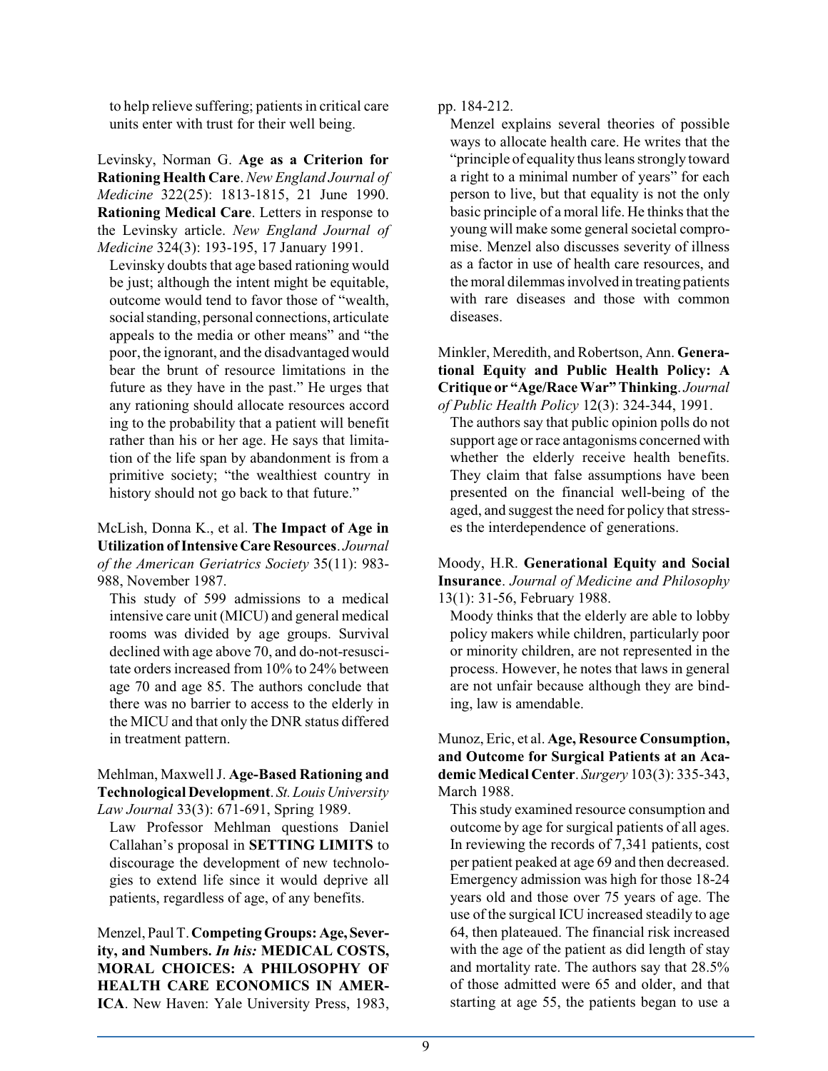to help relieve suffering; patients in critical care units enter with trust for their well being.

Levinsky, Norman G. **Age as a Criterion for Rationing Health Care**. *New England Journal of Medicine* 322(25): 1813-1815, 21 June 1990. **Rationing Medical Care**. Letters in response to the Levinsky article. *New England Journal of Medicine* 324(3): 193-195, 17 January 1991.

Levinsky doubts that age based rationing would be just; although the intent might be equitable, outcome would tend to favor those of "wealth, social standing, personal connections, articulate appeals to the media or other means" and "the poor, the ignorant, and the disadvantaged would bear the brunt of resource limitations in the future as they have in the past." He urges that any rationing should allocate resources accord ing to the probability that a patient will benefit rather than his or her age. He says that limitation of the life span by abandonment is from a primitive society; "the wealthiest country in history should not go back to that future."

McLish, Donna K., et al. **The Impact of Age in Utilization of Intensive Care Resources**. *Journal of the American Geriatrics Society* 35(11): 983-988, November 1987.

This study of 599 admissions to a medical intensive care unit (MICU) and general medical rooms was divided by age groups. Survival declined with age above 70, and do-not-resuscitate orders increased from 10% to 24% between age 70 and age 85. The authors conclude that there was no barrier to access to the elderly in the MICU and that only the DNR status differed in treatment pattern.

Mehlman, Maxwell J. **Age-Based Rationing and Technological Development**. *St. Louis University Law Journal* 33(3): 671-691, Spring 1989.

Law Professor Mehlman questions Daniel Callahan's proposal in **SETTING LIMITS** to discourage the development of new technologies to extend life since it would deprive all patients, regardless of age, of any benefits.

Menzel, Paul T. **Competing Groups: Age, Severity, and Numbers.** ***In his:*** **MEDICAL COSTS, MORAL CHOICES: A PHILOSOPHY OF HEALTH CARE ECONOMICS IN AMERICA**. New Haven: Yale University Press, 1983, pp. 184-212.

Menzel explains several theories of possible ways to allocate health care. He writes that the "principle of equality thus leans strongly toward a right to a minimal number of years" for each person to live, but that equality is not the only basic principle of a moral life. He thinks that the young will make some general societal compromise. Menzel also discusses severity of illness as a factor in use of health care resources, and the moral dilemmas involved in treating patients with rare diseases and those with common diseases.

Minkler, Meredith, and Robertson, Ann. **Generational Equity and Public Health Policy: A Critique or "Age/Race War" Thinking**. *Journal of Public Health Policy* 12(3): 324-344, 1991.

The authors say that public opinion polls do not support age or race antagonisms concerned with whether the elderly receive health benefits. They claim that false assumptions have been presented on the financial well-being of the aged, and suggest the need for policy that stresses the interdependence of generations.

Moody, H.R. **Generational Equity and Social Insurance**. *Journal of Medicine and Philosophy* 13(1): 31-56, February 1988.

Moody thinks that the elderly are able to lobby policy makers while children, particularly poor or minority children, are not represented in the process. However, he notes that laws in general are not unfair because although they are binding, law is amendable.

Munoz, Eric, et al. **Age, Resource Consumption, and Outcome for Surgical Patients at an Academic Medical Center**. *Surgery* 103(3): 335-343, March 1988.

This study examined resource consumption and outcome by age for surgical patients of all ages. In reviewing the records of 7,341 patients, cost per patient peaked at age 69 and then decreased. Emergency admission was high for those 18-24 years old and those over 75 years of age. The use of the surgical ICU increased steadily to age 64, then plateaued. The financial risk increased with the age of the patient as did length of stay and mortality rate. The authors say that 28.5% of those admitted were 65 and older, and that starting at age 55, the patients began to use a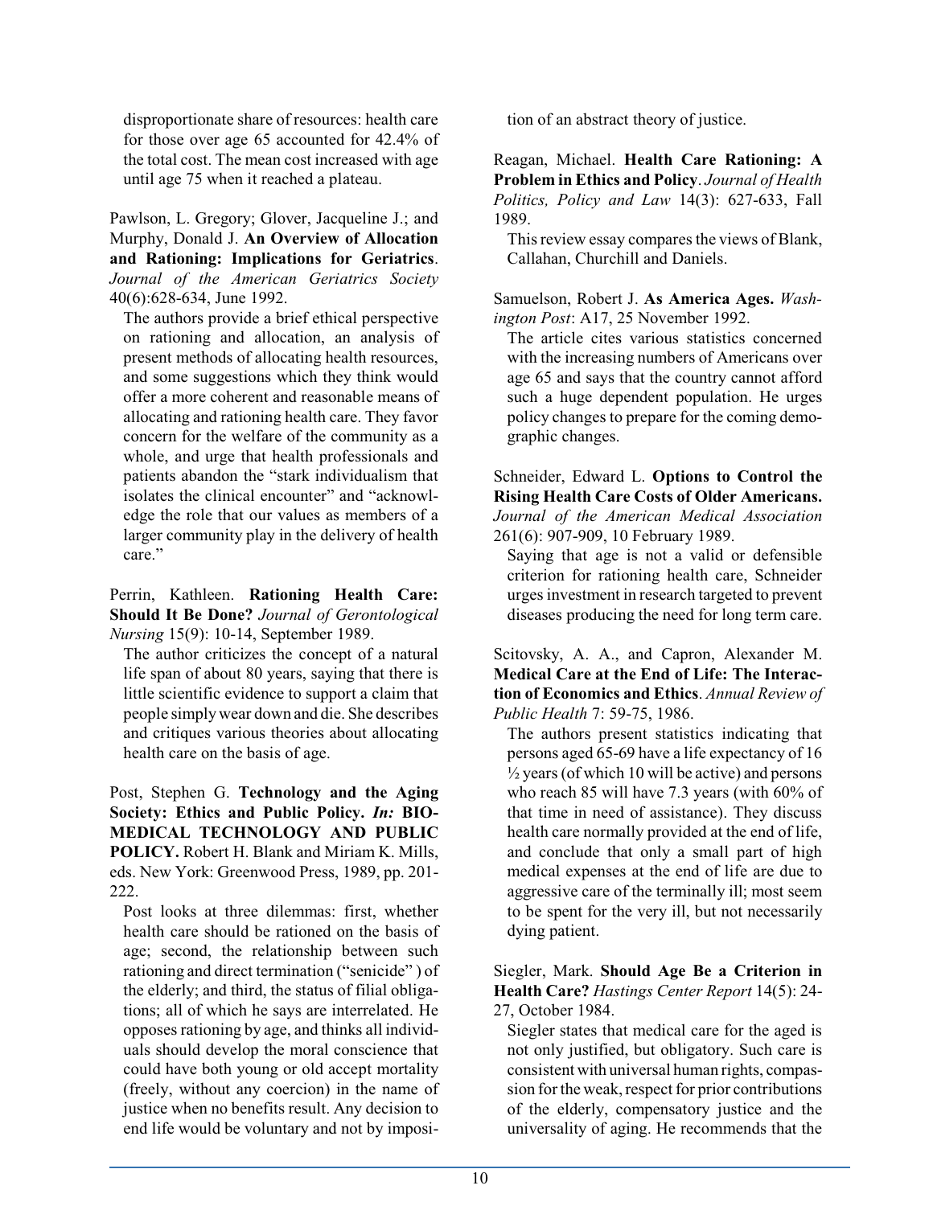disproportionate share of resources: health care for those over age 65 accounted for 42.4% of the total cost. The mean cost increased with age until age 75 when it reached a plateau.

Pawlson, L. Gregory; Glover, Jacqueline J.; and Murphy, Donald J. **An Overview of Allocation and Rationing: Implications for Geriatrics**. *Journal of the American Geriatrics Society* 40(6):628-634, June 1992.

The authors provide a brief ethical perspective on rationing and allocation, an analysis of present methods of allocating health resources, and some suggestions which they think would offer a more coherent and reasonable means of allocating and rationing health care. They favor concern for the welfare of the community as a whole, and urge that health professionals and patients abandon the "stark individualism that isolates the clinical encounter" and "acknowledge the role that our values as members of a larger community play in the delivery of health care."

Perrin, Kathleen. **Rationing Health Care: Should It Be Done?** *Journal of Gerontological Nursing* 15(9): 10-14, September 1989.

The author criticizes the concept of a natural life span of about 80 years, saying that there is little scientific evidence to support a claim that people simply wear down and die. She describes and critiques various theories about allocating health care on the basis of age.

Post, Stephen G. **Technology and the Aging Society: Ethics and Public Policy.** ***In:*** **BIOMEDICAL TECHNOLOGY AND PUBLIC POLICY.** Robert H. Blank and Miriam K. Mills, eds. New York: Greenwood Press, 1989, pp. 201-222.

Post looks at three dilemmas: first, whether health care should be rationed on the basis of age; second, the relationship between such rationing and direct termination ("senicide") of the elderly; and third, the status of filial obligations; all of which he says are interrelated. He opposes rationing by age, and thinks all individuals should develop the moral conscience that could have both young or old accept mortality (freely, without any coercion) in the name of justice when no benefits result. Any decision to end life would be voluntary and not by imposition of an abstract theory of justice.

Reagan, Michael. **Health Care Rationing: A Problem in Ethics and Policy**. *Journal of Health Politics, Policy and Law* 14(3): 627-633, Fall 1989.

This review essay compares the views of Blank, Callahan, Churchill and Daniels.

Samuelson, Robert J. **As America Ages.** *Washington Post*: A17, 25 November 1992.

The article cites various statistics concerned with the increasing numbers of Americans over age 65 and says that the country cannot afford such a huge dependent population. He urges policy changes to prepare for the coming demographic changes.

Schneider, Edward L. **Options to Control the Rising Health Care Costs of Older Americans.** *Journal of the American Medical Association* 261(6): 907-909, 10 February 1989.

Saying that age is not a valid or defensible criterion for rationing health care, Schneider urges investment in research targeted to prevent diseases producing the need for long term care.

Scitovsky, A. A., and Capron, Alexander M. **Medical Care at the End of Life: The Interaction of Economics and Ethics**. *Annual Review of Public Health* 7: 59-75, 1986.

The authors present statistics indicating that persons aged 65-69 have a life expectancy of 16 ½ years (of which 10 will be active) and persons who reach 85 will have 7.3 years (with 60% of that time in need of assistance). They discuss health care normally provided at the end of life, and conclude that only a small part of high medical expenses at the end of life are due to aggressive care of the terminally ill; most seem to be spent for the very ill, but not necessarily dying patient.

Siegler, Mark. **Should Age Be a Criterion in Health Care?** *Hastings Center Report* 14(5): 24-27, October 1984.

Siegler states that medical care for the aged is not only justified, but obligatory. Such care is consistent with universal human rights, compassion for the weak, respect for prior contributions of the elderly, compensatory justice and the universality of aging. He recommends that the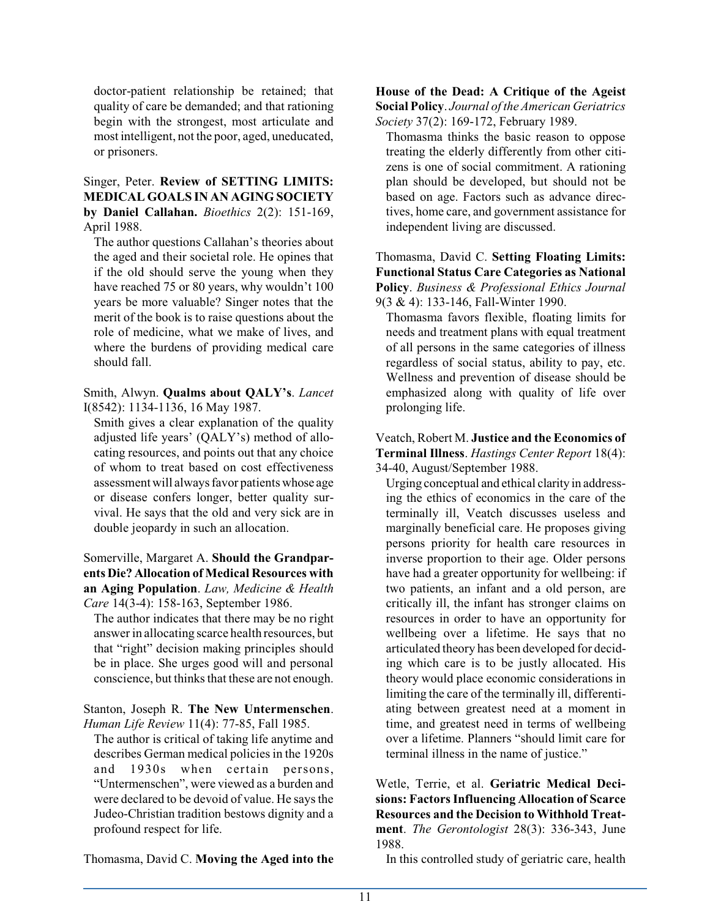doctor-patient relationship be retained; that quality of care be demanded; and that rationing begin with the strongest, most articulate and most intelligent, not the poor, aged, uneducated, or prisoners.

Singer, Peter. **Review of SETTING LIMITS: MEDICAL GOALS IN AN AGING SOCIETY by Daniel Callahan.** *Bioethics* 2(2): 151-169, April 1988.

The author questions Callahan's theories about the aged and their societal role. He opines that if the old should serve the young when they have reached 75 or 80 years, why wouldn't 100 years be more valuable? Singer notes that the merit of the book is to raise questions about the role of medicine, what we make of lives, and where the burdens of providing medical care should fall.

Smith, Alwyn. **Qualms about QALY's**. *Lancet* I(8542): 1134-1136, 16 May 1987.

Smith gives a clear explanation of the quality adjusted life years' (QALY's) method of allocating resources, and points out that any choice of whom to treat based on cost effectiveness assessment will always favor patients whose age or disease confers longer, better quality survival. He says that the old and very sick are in double jeopardy in such an allocation.

Somerville, Margaret A. **Should the Grandparents Die? Allocation of Medical Resources with an Aging Population**. *Law, Medicine & Health Care* 14(3-4): 158-163, September 1986.

The author indicates that there may be no right answer in allocating scarce health resources, but that "right" decision making principles should be in place. She urges good will and personal conscience, but thinks that these are not enough.

Stanton, Joseph R. **The New Untermenschen**. *Human Life Review* 11(4): 77-85, Fall 1985.

The author is critical of taking life anytime and describes German medical policies in the 1920s and 1930s when certain persons, "Untermenschen", were viewed as a burden and were declared to be devoid of value. He says the Judeo-Christian tradition bestows dignity and a profound respect for life.

Thomasma, David C. **Moving the Aged into the House of the Dead: A Critique of the Ageist Social Policy**. *Journal of the American Geriatrics Society* 37(2): 169-172, February 1989.

Thomasma thinks the basic reason to oppose treating the elderly differently from other citizens is one of social commitment. A rationing plan should be developed, but should not be based on age. Factors such as advance directives, home care, and government assistance for independent living are discussed.

Thomasma, David C. **Setting Floating Limits: Functional Status Care Categories as National Policy**. *Business & Professional Ethics Journal* 9(3 & 4): 133-146, Fall-Winter 1990.

Thomasma favors flexible, floating limits for needs and treatment plans with equal treatment of all persons in the same categories of illness regardless of social status, ability to pay, etc. Wellness and prevention of disease should be emphasized along with quality of life over prolonging life.

Veatch, Robert M. **Justice and the Economics of Terminal Illness**. *Hastings Center Report* 18(4): 34-40, August/September 1988.

Urging conceptual and ethical clarity in addressing the ethics of economics in the care of the terminally ill, Veatch discusses useless and marginally beneficial care. He proposes giving persons priority for health care resources in inverse proportion to their age. Older persons have had a greater opportunity for wellbeing: if two patients, an infant and a old person, are critically ill, the infant has stronger claims on resources in order to have an opportunity for wellbeing over a lifetime. He says that no articulated theory has been developed for deciding which care is to be justly allocated. His theory would place economic considerations in limiting the care of the terminally ill, differentiating between greatest need at a moment in time, and greatest need in terms of wellbeing over a lifetime. Planners "should limit care for terminal illness in the name of justice."

Wetle, Terrie, et al. **Geriatric Medical Decisions: Factors Influencing Allocation of Scarce Resources and the Decision to Withhold Treatment**. *The Gerontologist* 28(3): 336-343, June 1988.

In this controlled study of geriatric care, health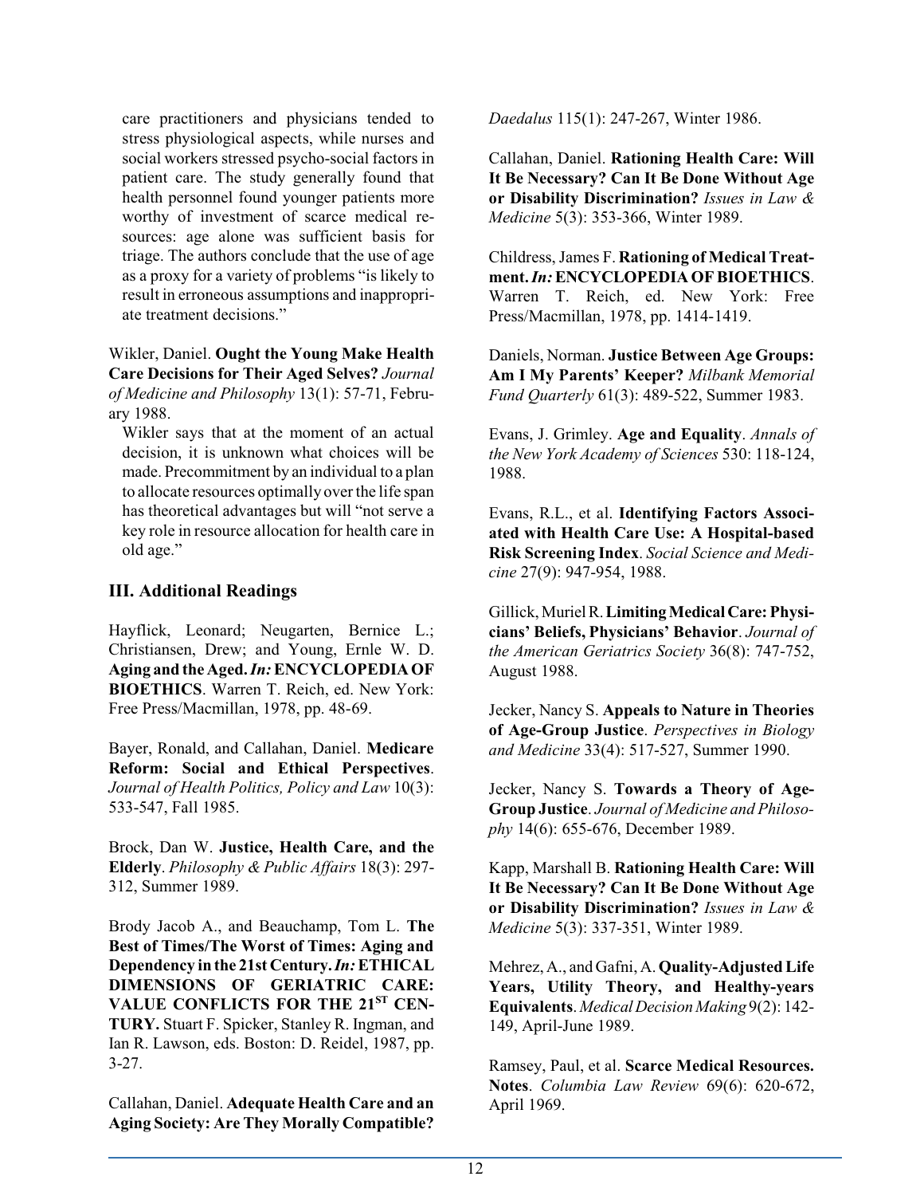care practitioners and physicians tended to stress physiological aspects, while nurses and social workers stressed psycho-social factors in patient care. The study generally found that health personnel found younger patients more worthy of investment of scarce medical resources: age alone was sufficient basis for triage. The authors conclude that the use of age as a proxy for a variety of problems "is likely to result in erroneous assumptions and inappropriate treatment decisions."

Wikler, Daniel. **Ought the Young Make Health Care Decisions for Their Aged Selves?** *Journal of Medicine and Philosophy* 13(1): 57-71, February 1988.

Wikler says that at the moment of an actual decision, it is unknown what choices will be made. Precommitment by an individual to a plan to allocate resources optimally over the life span has theoretical advantages but will "not serve a key role in resource allocation for health care in old age."

## III. Additional Readings

Hayflick, Leonard; Neugarten, Bernice L.; Christiansen, Drew; and Young, Ernle W. D. **Aging and the Aged.** ***In:*** **ENCYCLOPEDIA OF BIOETHICS**. Warren T. Reich, ed. New York: Free Press/Macmillan, 1978, pp. 48-69.

Bayer, Ronald, and Callahan, Daniel. **Medicare Reform: Social and Ethical Perspectives**. *Journal of Health Politics, Policy and Law* 10(3): 533-547, Fall 1985.

Brock, Dan W. **Justice, Health Care, and the Elderly**. *Philosophy & Public Affairs* 18(3): 297-312, Summer 1989.

Brody Jacob A., and Beauchamp, Tom L. **The Best of Times/The Worst of Times: Aging and Dependency in the 21st Century.** ***In:*** **ETHICAL DIMENSIONS OF GERIATRIC CARE: VALUE CONFLICTS FOR THE 21ST CENTURY.** Stuart F. Spicker, Stanley R. Ingman, and Ian R. Lawson, eds. Boston: D. Reidel, 1987, pp. 3-27.

Callahan, Daniel. **Adequate Health Care and an Aging Society: Are They Morally Compatible?** *Daedalus* 115(1): 247-267, Winter 1986.

Callahan, Daniel. **Rationing Health Care: Will It Be Necessary? Can It Be Done Without Age or Disability Discrimination?** *Issues in Law & Medicine* 5(3): 353-366, Winter 1989.

Childress, James F. **Rationing of Medical Treatment.** ***In:*** **ENCYCLOPEDIA OF BIOETHICS**. Warren T. Reich, ed. New York: Free Press/Macmillan, 1978, pp. 1414-1419.

Daniels, Norman. **Justice Between Age Groups: Am I My Parents' Keeper?** *Milbank Memorial Fund Quarterly* 61(3): 489-522, Summer 1983.

Evans, J. Grimley. **Age and Equality**. *Annals of the New York Academy of Sciences* 530: 118-124, 1988.

Evans, R.L., et al. **Identifying Factors Associated with Health Care Use: A Hospital-based Risk Screening Index**. *Social Science and Medicine* 27(9): 947-954, 1988.

Gillick, Muriel R. **Limiting Medical Care: Physicians' Beliefs, Physicians' Behavior**. *Journal of the American Geriatrics Society* 36(8): 747-752, August 1988.

Jecker, Nancy S. **Appeals to Nature in Theories of Age-Group Justice**. *Perspectives in Biology and Medicine* 33(4): 517-527, Summer 1990.

Jecker, Nancy S. **Towards a Theory of Age-Group Justice**. *Journal of Medicine and Philosophy* 14(6): 655-676, December 1989.

Kapp, Marshall B. **Rationing Health Care: Will It Be Necessary? Can It Be Done Without Age or Disability Discrimination?** *Issues in Law & Medicine* 5(3): 337-351, Winter 1989.

Mehrez, A., and Gafni, A. **Quality-Adjusted Life Years, Utility Theory, and Healthy-years Equivalents**. *Medical Decision Making* 9(2): 142-149, April-June 1989.

Ramsey, Paul, et al. **Scarce Medical Resources. Notes**. *Columbia Law Review* 69(6): 620-672, April 1969.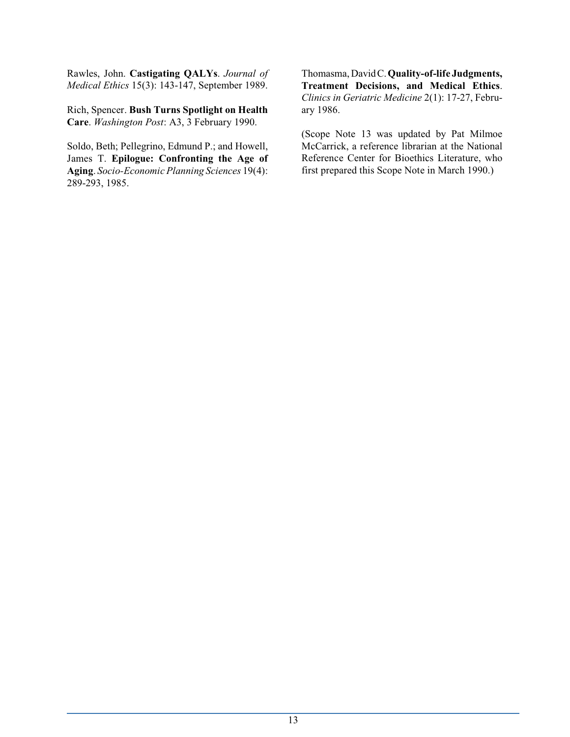Rawles, John. **Castigating QALYs**. *Journal of Medical Ethics* 15(3): 143-147, September 1989.

Rich, Spencer. **Bush Turns Spotlight on Health Care**. *Washington Post*: A3, 3 February 1990.

Soldo, Beth; Pellegrino, Edmund P.; and Howell, James T. **Epilogue: Confronting the Age of Aging**. *Socio-Economic Planning Sciences* 19(4): 289-293, 1985.

Thomasma, David C. **Quality-of-life Judgments, Treatment Decisions, and Medical Ethics**. *Clinics in Geriatric Medicine* 2(1): 17-27, February 1986.

(Scope Note 13 was updated by Pat Milmoe McCarrick, a reference librarian at the National Reference Center for Bioethics Literature, who first prepared this Scope Note in March 1990.)